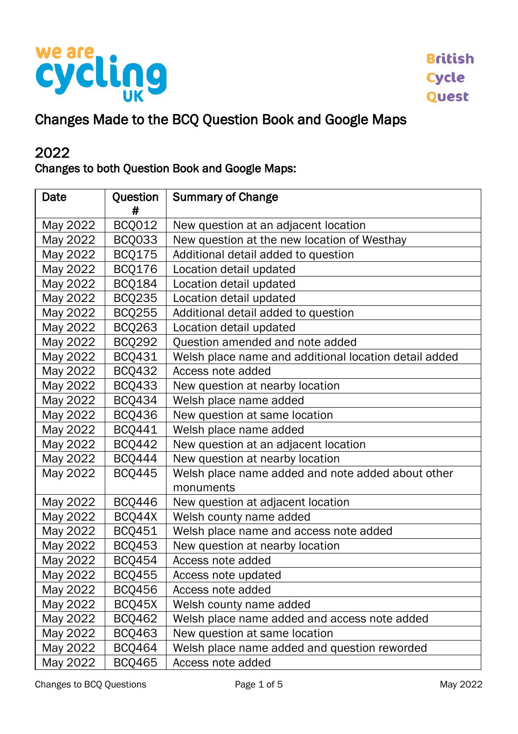we are cycling UK

British Cycle Quest

# Changes Made to the BCQ Question Book and Google Maps

## 2022

### Changes to both Question Book and Google Maps:

| Date | Question # | Summary of Change |
|---|---|---|
| May 2022 | BCQ012 | New question at an adjacent location |
| May 2022 | BCQ033 | New question at the new location of Westhay |
| May 2022 | BCQ175 | Additional detail added to question |
| May 2022 | BCQ176 | Location detail updated |
| May 2022 | BCQ184 | Location detail updated |
| May 2022 | BCQ235 | Location detail updated |
| May 2022 | BCQ255 | Additional detail added to question |
| May 2022 | BCQ263 | Location detail updated |
| May 2022 | BCQ292 | Question amended and note added |
| May 2022 | BCQ431 | Welsh place name and additional location detail added |
| May 2022 | BCQ432 | Access note added |
| May 2022 | BCQ433 | New question at nearby location |
| May 2022 | BCQ434 | Welsh place name added |
| May 2022 | BCQ436 | New question at same location |
| May 2022 | BCQ441 | Welsh place name added |
| May 2022 | BCQ442 | New question at an adjacent location |
| May 2022 | BCQ444 | New question at nearby location |
| May 2022 | BCQ445 | Welsh place name added and note added about other monuments |
| May 2022 | BCQ446 | New question at adjacent location |
| May 2022 | BCQ44X | Welsh county name added |
| May 2022 | BCQ451 | Welsh place name and access note added |
| May 2022 | BCQ453 | New question at nearby location |
| May 2022 | BCQ454 | Access note added |
| May 2022 | BCQ455 | Access note updated |
| May 2022 | BCQ456 | Access note added |
| May 2022 | BCQ45X | Welsh county name added |
| May 2022 | BCQ462 | Welsh place name added and access note added |
| May 2022 | BCQ463 | New question at same location |
| May 2022 | BCQ464 | Welsh place name added and question reworded |
| May 2022 | BCQ465 | Access note added |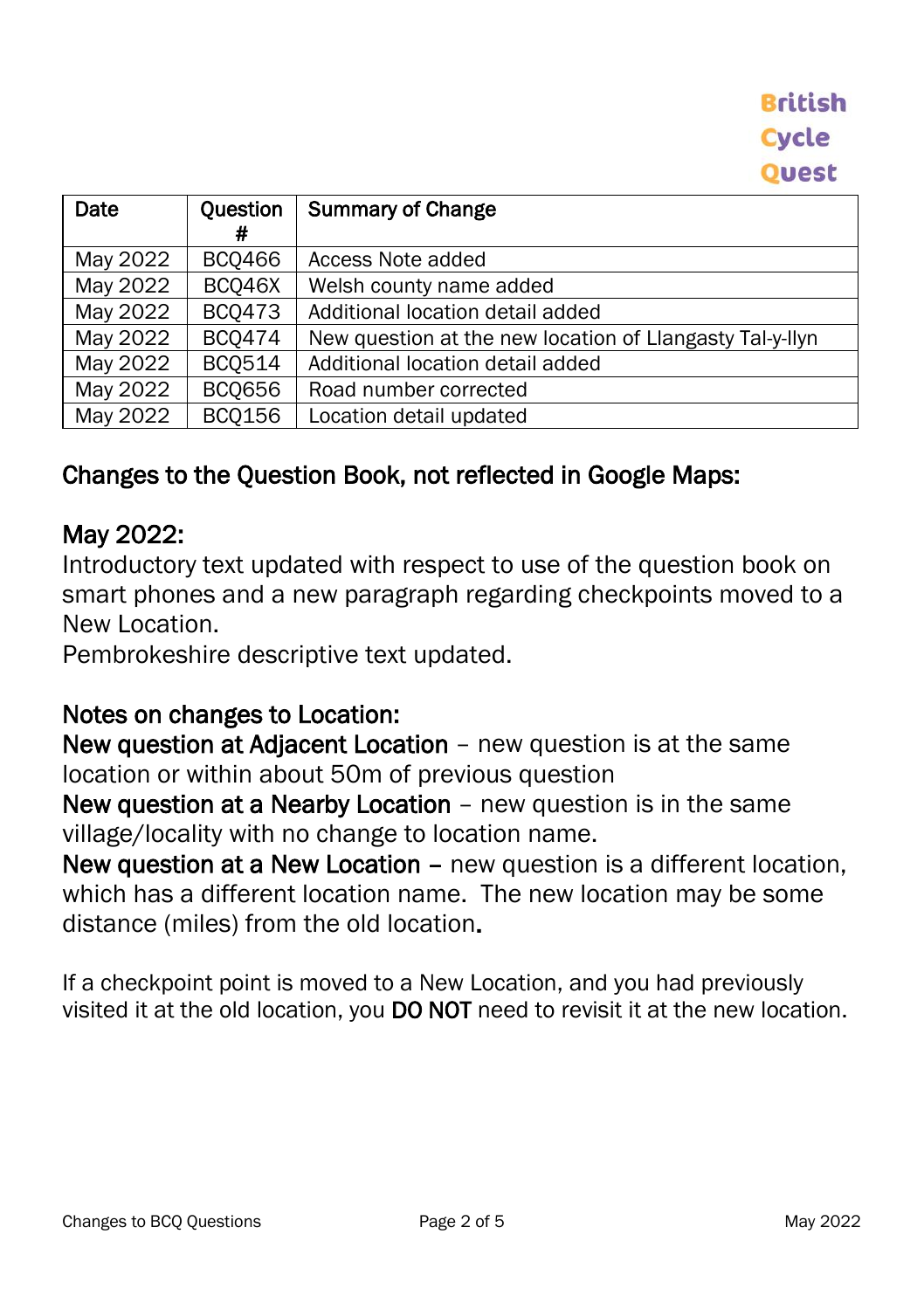British Cycle Quest

| Date | Question # | Summary of Change |
|---|---|---|
| May 2022 | BCQ466 | Access Note added |
| May 2022 | BCQ46X | Welsh county name added |
| May 2022 | BCQ473 | Additional location detail added |
| May 2022 | BCQ474 | New question at the new location of Llangasty Tal-y-llyn |
| May 2022 | BCQ514 | Additional location detail added |
| May 2022 | BCQ656 | Road number corrected |
| May 2022 | BCQ156 | Location detail updated |

## Changes to the Question Book, not reflected in Google Maps:

## May 2022:

Introductory text updated with respect to use of the question book on smart phones and a new paragraph regarding checkpoints moved to a New Location.

Pembrokeshire descriptive text updated.

## Notes on changes to Location:

**New question at Adjacent Location** – new question is at the same location or within about 50m of previous question

**New question at a Nearby Location** – new question is in the same village/locality with no change to location name.

**New question at a New Location** – new question is a different location, which has a different location name. The new location may be some distance (miles) from the old location.

If a checkpoint point is moved to a New Location, and you had previously visited it at the old location, you **DO NOT** need to revisit it at the new location.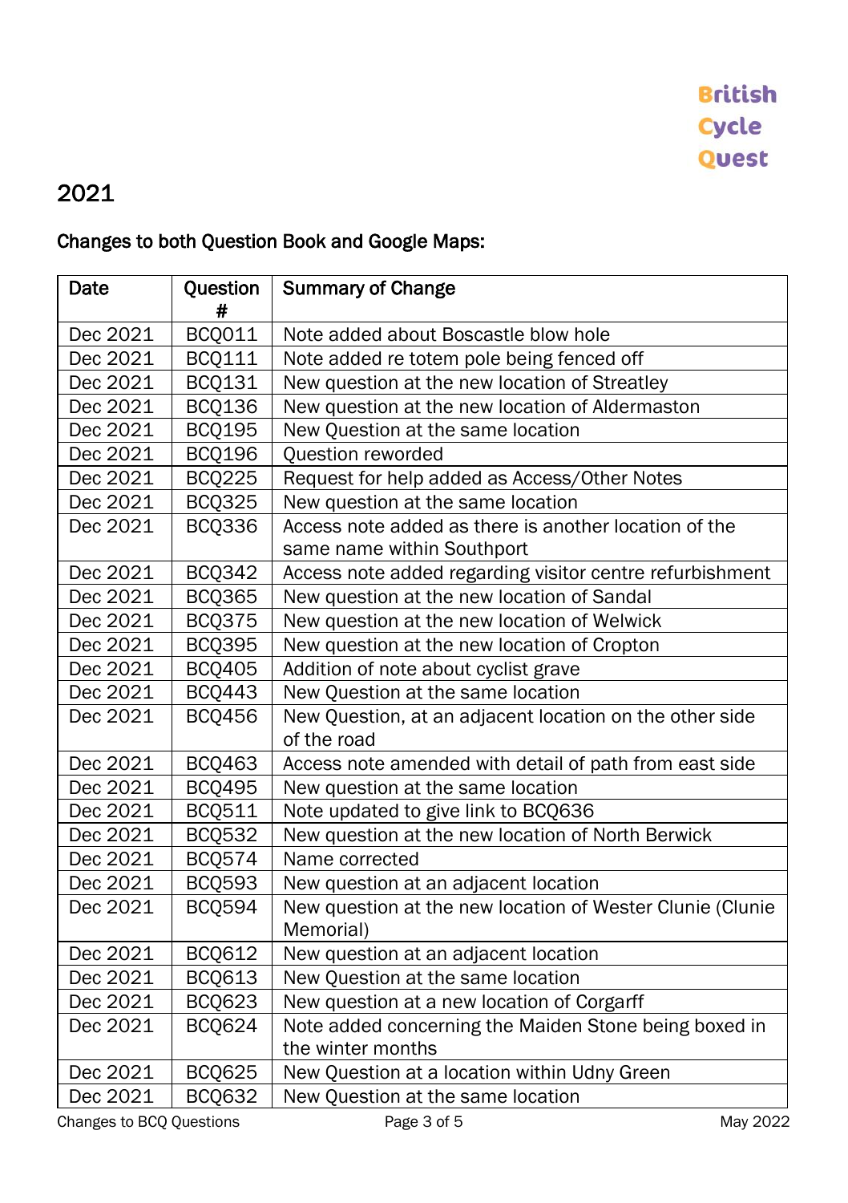British
Cycle
Quest

# 2021

## Changes to both Question Book and Google Maps:

| Date | Question # | Summary of Change |
|---|---|---|
| Dec 2021 | BCQ011 | Note added about Boscastle blow hole |
| Dec 2021 | BCQ111 | Note added re totem pole being fenced off |
| Dec 2021 | BCQ131 | New question at the new location of Streatley |
| Dec 2021 | BCQ136 | New question at the new location of Aldermaston |
| Dec 2021 | BCQ195 | New Question at the same location |
| Dec 2021 | BCQ196 | Question reworded |
| Dec 2021 | BCQ225 | Request for help added as Access/Other Notes |
| Dec 2021 | BCQ325 | New question at the same location |
| Dec 2021 | BCQ336 | Access note added as there is another location of the same name within Southport |
| Dec 2021 | BCQ342 | Access note added regarding visitor centre refurbishment |
| Dec 2021 | BCQ365 | New question at the new location of Sandal |
| Dec 2021 | BCQ375 | New question at the new location of Welwick |
| Dec 2021 | BCQ395 | New question at the new location of Cropton |
| Dec 2021 | BCQ405 | Addition of note about cyclist grave |
| Dec 2021 | BCQ443 | New Question at the same location |
| Dec 2021 | BCQ456 | New Question, at an adjacent location on the other side of the road |
| Dec 2021 | BCQ463 | Access note amended with detail of path from east side |
| Dec 2021 | BCQ495 | New question at the same location |
| Dec 2021 | BCQ511 | Note updated to give link to BCQ636 |
| Dec 2021 | BCQ532 | New question at the new location of North Berwick |
| Dec 2021 | BCQ574 | Name corrected |
| Dec 2021 | BCQ593 | New question at an adjacent location |
| Dec 2021 | BCQ594 | New question at the new location of Wester Clunie (Clunie Memorial) |
| Dec 2021 | BCQ612 | New question at an adjacent location |
| Dec 2021 | BCQ613 | New Question at the same location |
| Dec 2021 | BCQ623 | New question at a new location of Corgarff |
| Dec 2021 | BCQ624 | Note added concerning the Maiden Stone being boxed in the winter months |
| Dec 2021 | BCQ625 | New Question at a location within Udny Green |
| Dec 2021 | BCQ632 | New Question at the same location |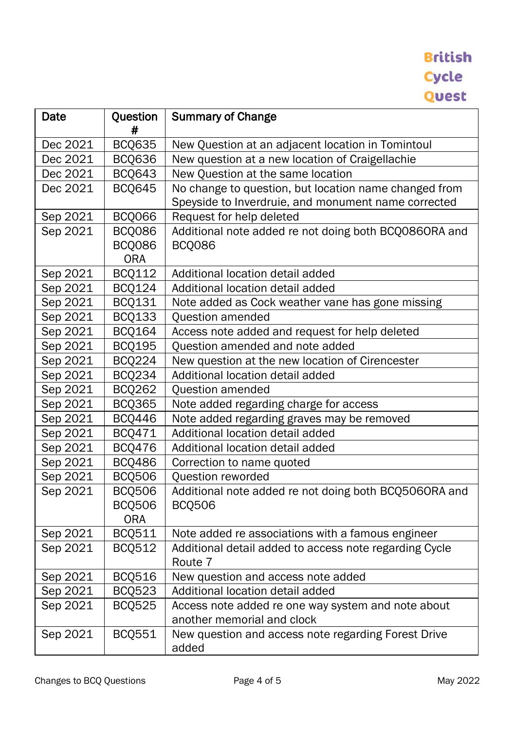British Cycle Quest

| Date | Question # | Summary of Change |
|---|---|---|
| Dec 2021 | BCQ635 | New Question at an adjacent location in Tomintoul |
| Dec 2021 | BCQ636 | New question at a new location of Craigellachie |
| Dec 2021 | BCQ643 | New Question at the same location |
| Dec 2021 | BCQ645 | No change to question, but location name changed from Speyside to Inverdruie, and monument name corrected |
| Sep 2021 | BCQ066 | Request for help deleted |
| Sep 2021 | BCQ086 BCQ086 ORA | Additional note added re not doing both BCQ086ORA and BCQ086 |
| Sep 2021 | BCQ112 | Additional location detail added |
| Sep 2021 | BCQ124 | Additional location detail added |
| Sep 2021 | BCQ131 | Note added as Cock weather vane has gone missing |
| Sep 2021 | BCQ133 | Question amended |
| Sep 2021 | BCQ164 | Access note added and request for help deleted |
| Sep 2021 | BCQ195 | Question amended and note added |
| Sep 2021 | BCQ224 | New question at the new location of Cirencester |
| Sep 2021 | BCQ234 | Additional location detail added |
| Sep 2021 | BCQ262 | Question amended |
| Sep 2021 | BCQ365 | Note added regarding charge for access |
| Sep 2021 | BCQ446 | Note added regarding graves may be removed |
| Sep 2021 | BCQ471 | Additional location detail added |
| Sep 2021 | BCQ476 | Additional location detail added |
| Sep 2021 | BCQ486 | Correction to name quoted |
| Sep 2021 | BCQ506 | Question reworded |
| Sep 2021 | BCQ506 BCQ506 ORA | Additional note added re not doing both BCQ506ORA and BCQ506 |
| Sep 2021 | BCQ511 | Note added re associations with a famous engineer |
| Sep 2021 | BCQ512 | Additional detail added to access note regarding Cycle Route 7 |
| Sep 2021 | BCQ516 | New question and access note added |
| Sep 2021 | BCQ523 | Additional location detail added |
| Sep 2021 | BCQ525 | Access note added re one way system and note about another memorial and clock |
| Sep 2021 | BCQ551 | New question and access note regarding Forest Drive added |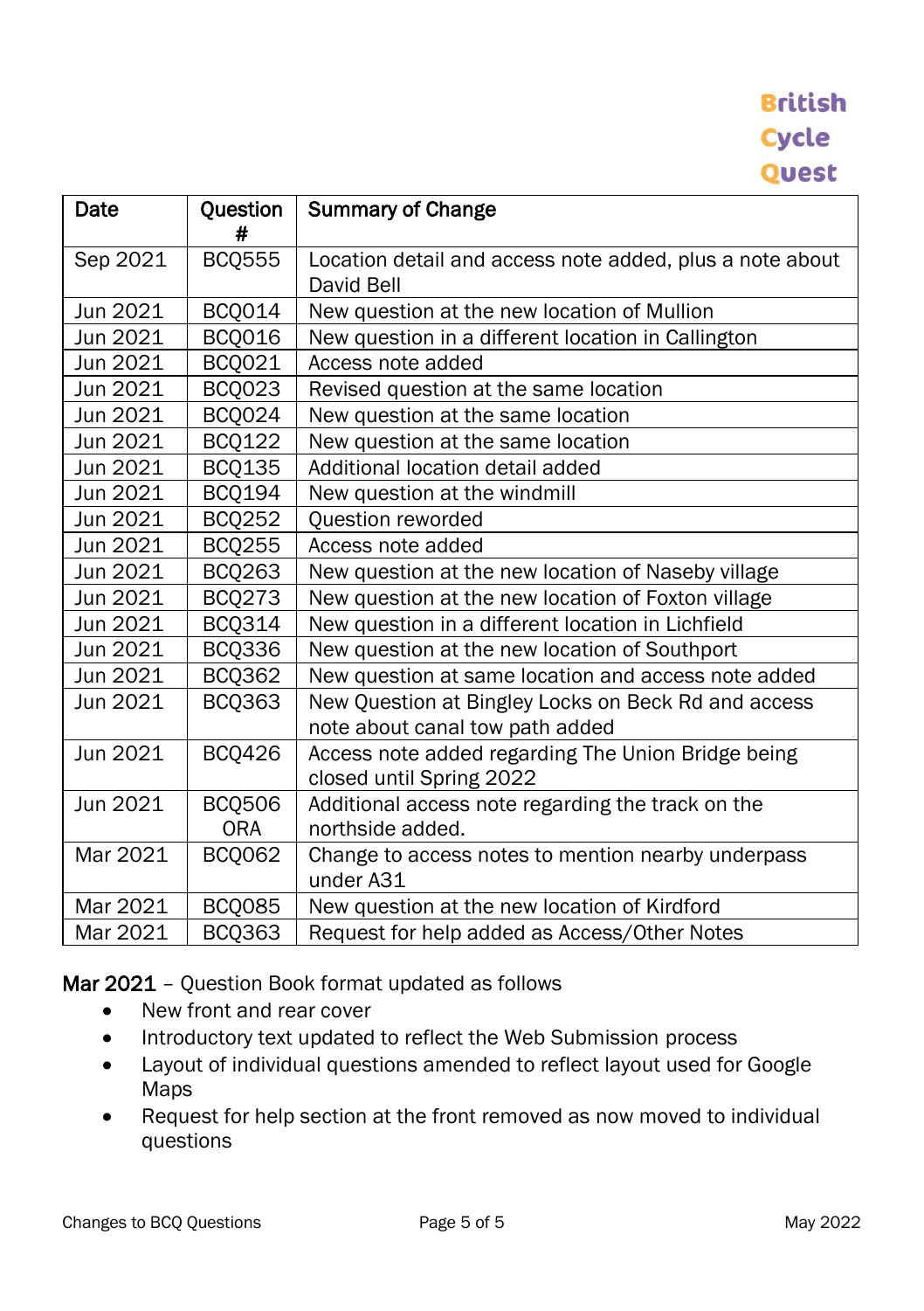| Date | Question # | Summary of Change |
|---|---|---|
| Sep 2021 | BCQ555 | Location detail and access note added, plus a note about David Bell |
| Jun 2021 | BCQ014 | New question at the new location of Mullion |
| Jun 2021 | BCQ016 | New question in a different location in Callington |
| Jun 2021 | BCQ021 | Access note added |
| Jun 2021 | BCQ023 | Revised question at the same location |
| Jun 2021 | BCQ024 | New question at the same location |
| Jun 2021 | BCQ122 | New question at the same location |
| Jun 2021 | BCQ135 | Additional location detail added |
| Jun 2021 | BCQ194 | New question at the windmill |
| Jun 2021 | BCQ252 | Question reworded |
| Jun 2021 | BCQ255 | Access note added |
| Jun 2021 | BCQ263 | New question at the new location of Naseby village |
| Jun 2021 | BCQ273 | New question at the new location of Foxton village |
| Jun 2021 | BCQ314 | New question in a different location in Lichfield |
| Jun 2021 | BCQ336 | New question at the new location of Southport |
| Jun 2021 | BCQ362 | New question at same location and access note added |
| Jun 2021 | BCQ363 | New Question at Bingley Locks on Beck Rd and access note about canal tow path added |
| Jun 2021 | BCQ426 | Access note added regarding The Union Bridge being closed until Spring 2022 |
| Jun 2021 | BCQ506 ORA | Additional access note regarding the track on the northside added. |
| Mar 2021 | BCQ062 | Change to access notes to mention nearby underpass under A31 |
| Mar 2021 | BCQ085 | New question at the new location of Kirdford |
| Mar 2021 | BCQ363 | Request for help added as Access/Other Notes |

Mar 2021 – Question Book format updated as follows

- New front and rear cover
- Introductory text updated to reflect the Web Submission process
- Layout of individual questions amended to reflect layout used for Google Maps
- Request for help section at the front removed as now moved to individual questions